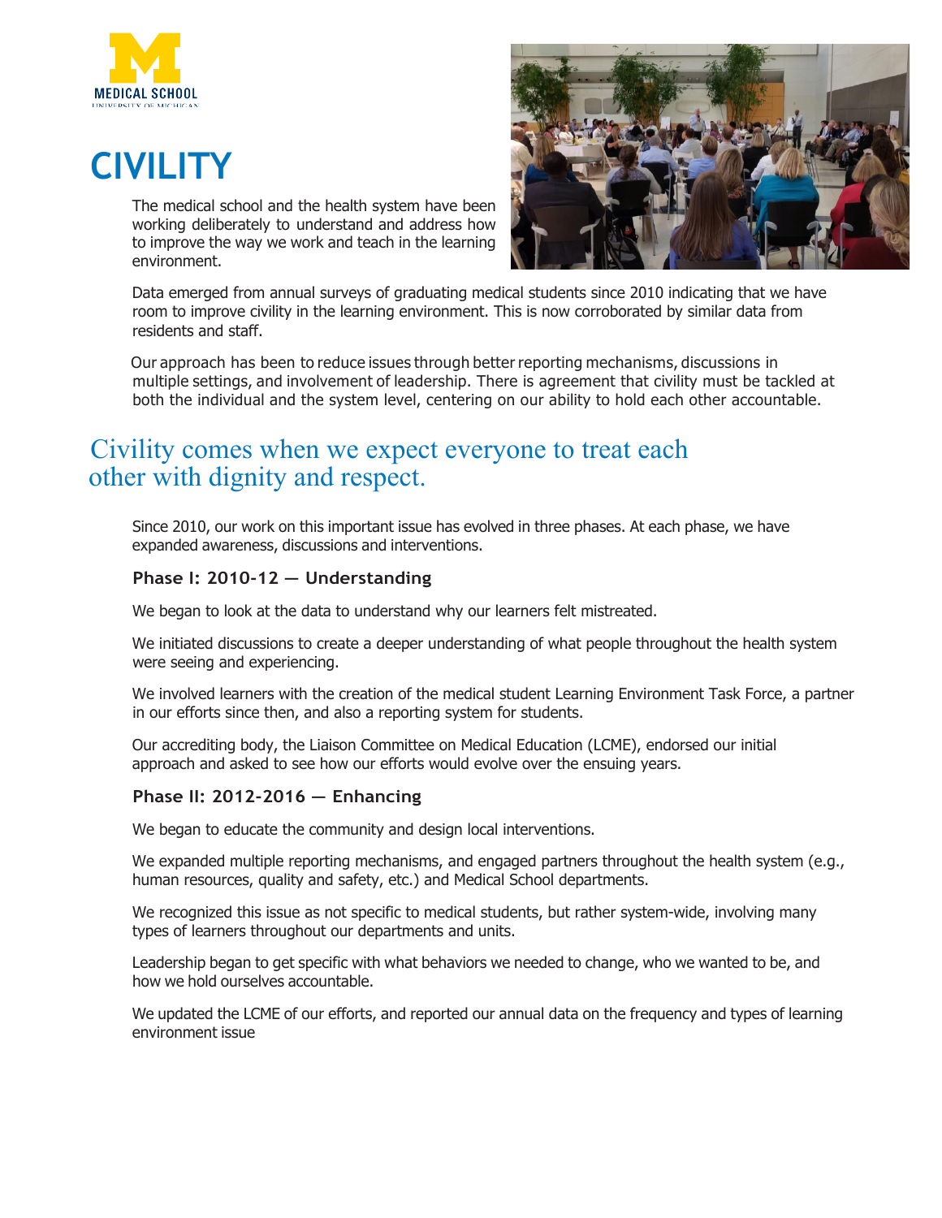# CIVILITY

The medical school and the health system have been working deliberately to understand and address how to improve the way we work and teach in the learning environment.

Data emerged from annual surveys of graduating medical students since 2010 indicating that we have room to improve civility in the learning environment. This is now corroborated by similar data from residents and staff.

Our approach has been to reduce issues through better reporting mechanisms, discussions in multiple settings, and involvement of leadership. There is agreement that civility must be tackled at both the individual and the system level, centering on our ability to hold each other accountable.

## Civility comes when we expect everyone to treat each other with dignity and respect.

Since 2010, our work on this important issue has evolved in three phases. At each phase, we have expanded awareness, discussions and interventions.

### Phase I: 2010-12 — Understanding

We began to look at the data to understand why our learners felt mistreated.

We initiated discussions to create a deeper understanding of what people throughout the health system were seeing and experiencing.

We involved learners with the creation of the medical student Learning Environment Task Force, a partner in our efforts since then, and also a reporting system for students.

Our accrediting body, the Liaison Committee on Medical Education (LCME), endorsed our initial approach and asked to see how our efforts would evolve over the ensuing years.

### Phase II: 2012-2016 — Enhancing

We began to educate the community and design local interventions.

We expanded multiple reporting mechanisms, and engaged partners throughout the health system (e.g., human resources, quality and safety, etc.) and Medical School departments.

We recognized this issue as not specific to medical students, but rather system-wide, involving many types of learners throughout our departments and units.

Leadership began to get specific with what behaviors we needed to change, who we wanted to be, and how we hold ourselves accountable.

We updated the LCME of our efforts, and reported our annual data on the frequency and types of learning environment issue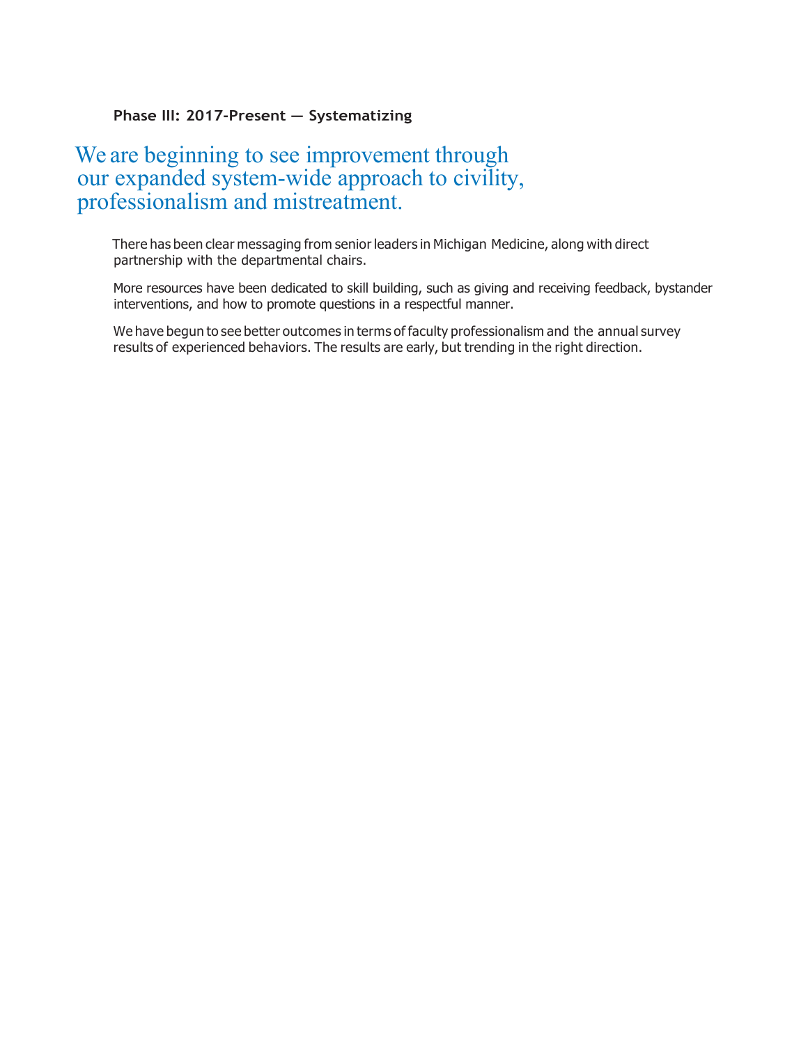### Phase III: 2017-Present — Systematizing

## We are beginning to see improvement through our expanded system-wide approach to civility, professionalism and mistreatment.

There has been clear messaging from senior leaders in Michigan Medicine, along with direct partnership with the departmental chairs.

More resources have been dedicated to skill building, such as giving and receiving feedback, bystander interventions, and how to promote questions in a respectful manner.

We have begun to see better outcomes in terms of faculty professionalism and the annual survey results of experienced behaviors. The results are early, but trending in the right direction.